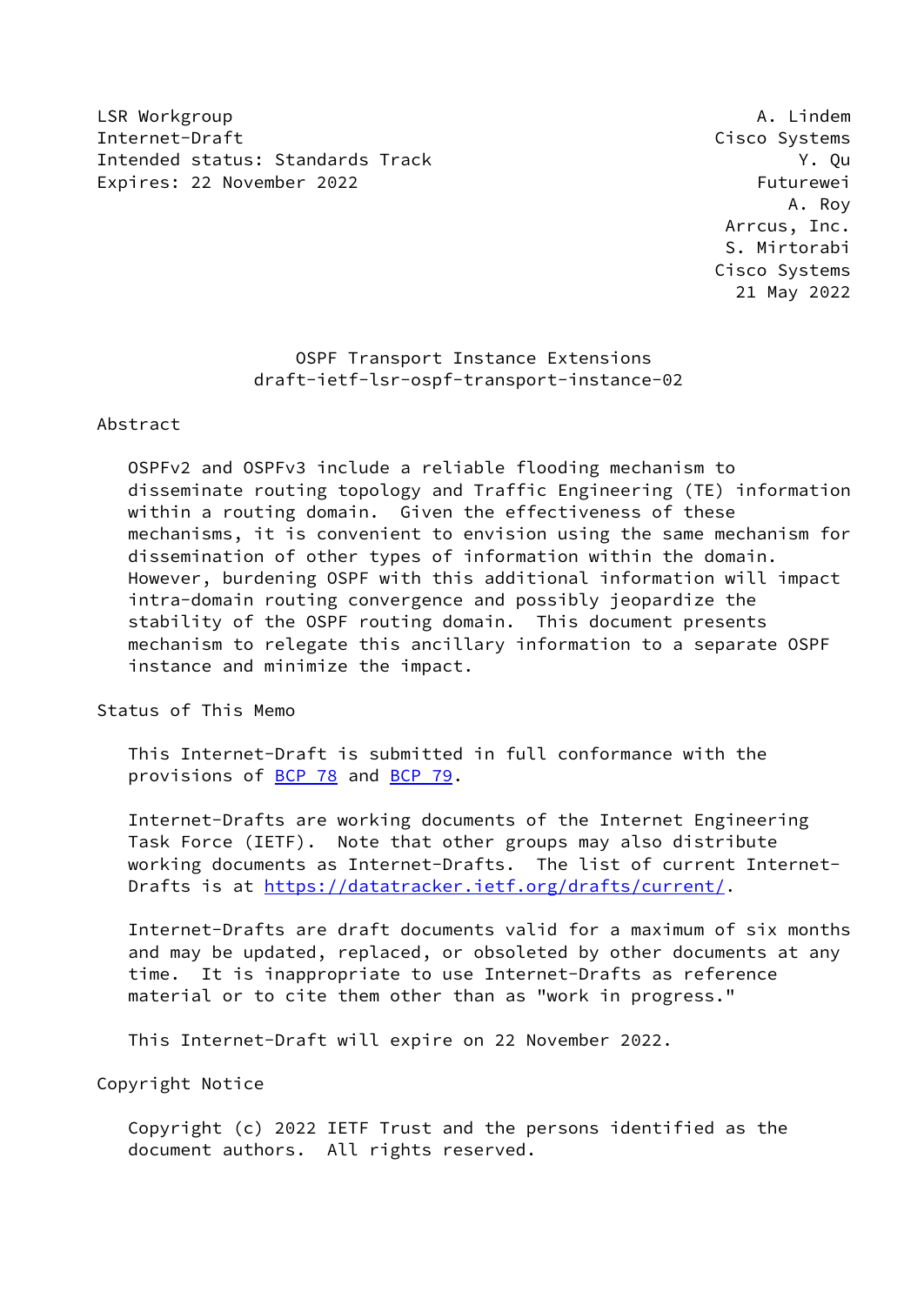LSR Workgroup A. Lindem
Internet-Draft Cisco Systems
Intended status: Standards Track Y. Qu
Expires: 22 November 2022 Futurewei
A. Roy
Arrcus, Inc.
S. Mirtorabi
Cisco Systems
21 May 2022

# OSPF Transport Instance Extensions
draft-ietf-lsr-ospf-transport-instance-02

## Abstract

OSPFv2 and OSPFv3 include a reliable flooding mechanism to disseminate routing topology and Traffic Engineering (TE) information within a routing domain. Given the effectiveness of these mechanisms, it is convenient to envision using the same mechanism for dissemination of other types of information within the domain. However, burdening OSPF with this additional information will impact intra-domain routing convergence and possibly jeopardize the stability of the OSPF routing domain. This document presents mechanism to relegate this ancillary information to a separate OSPF instance and minimize the impact.

## Status of This Memo

This Internet-Draft is submitted in full conformance with the provisions of BCP 78 and BCP 79.

Internet-Drafts are working documents of the Internet Engineering Task Force (IETF). Note that other groups may also distribute working documents as Internet-Drafts. The list of current Internet-Drafts is at https://datatracker.ietf.org/drafts/current/.

Internet-Drafts are draft documents valid for a maximum of six months and may be updated, replaced, or obsoleted by other documents at any time. It is inappropriate to use Internet-Drafts as reference material or to cite them other than as "work in progress."

This Internet-Draft will expire on 22 November 2022.

## Copyright Notice

Copyright (c) 2022 IETF Trust and the persons identified as the document authors. All rights reserved.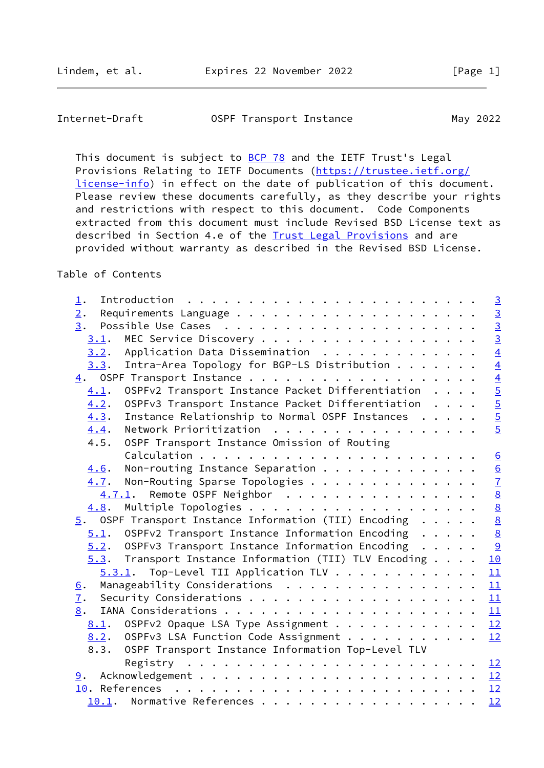This document is subject to BCP 78 and the IETF Trust's Legal Provisions Relating to IETF Documents (https://trustee.ietf.org/license-info) in effect on the date of publication of this document. Please review these documents carefully, as they describe your rights and restrictions with respect to this document. Code Components extracted from this document must include Revised BSD License text as described in Section 4.e of the Trust Legal Provisions and are provided without warranty as described in the Revised BSD License.

Table of Contents

```
   1.  Introduction . . . . . . . . . . . . . . . . . . . . . . . .   3
   2.  Requirements Language  . . . . . . . . . . . . . . . . . . .   3
   3.  Possible Use Cases . . . . . . . . . . . . . . . . . . . . .   3
     3.1.  MEC Service Discovery  . . . . . . . . . . . . . . . . .   3
     3.2.  Application Data Dissemination . . . . . . . . . . . . .   4
     3.3.  Intra-Area Topology for BGP-LS Distribution  . . . . . .   4
   4.  OSPF Transport Instance  . . . . . . . . . . . . . . . . . .   4
     4.1.  OSPFv2 Transport Instance Packet Differentiation . . . .   5
     4.2.  OSPFv3 Transport Instance Packet Differentiation . . . .   5
     4.3.  Instance Relationship to Normal OSPF Instances . . . . .   5
     4.4.  Network Prioritization . . . . . . . . . . . . . . . . .   5
     4.5.  OSPF Transport Instance Omission of Routing
           Calculation  . . . . . . . . . . . . . . . . . . . . . .   6
     4.6.  Non-routing Instance Separation  . . . . . . . . . . . .   6
     4.7.  Non-Routing Sparse Topologies  . . . . . . . . . . . . .   7
       4.7.1.  Remote OSPF Neighbor . . . . . . . . . . . . . . . .   8
     4.8.  Multiple Topologies  . . . . . . . . . . . . . . . . . .   8
   5.  OSPF Transport Instance Information (TII) Encoding . . . . .   8
     5.1.  OSPFv2 Transport Instance Information Encoding . . . . .   8
     5.2.  OSPFv3 Transport Instance Information Encoding . . . . .   9
     5.3.  Transport Instance Information (TII) TLV Encoding  . . .  10
       5.3.1.  Top-Level TII Application TLV  . . . . . . . . . . .  11
   6.  Manageability Considerations . . . . . . . . . . . . . . . .  11
   7.  Security Considerations  . . . . . . . . . . . . . . . . . .  11
   8.  IANA Considerations  . . . . . . . . . . . . . . . . . . . .  11
     8.1.  OSPFv2 Opaque LSA Type Assignment  . . . . . . . . . . .  12
     8.2.  OSPFv3 LSA Function Code Assignment  . . . . . . . . . .  12
     8.3.  OSPF Transport Instance Information Top-Level TLV
           Registry . . . . . . . . . . . . . . . . . . . . . . . .  12
   9.  Acknowledgement  . . . . . . . . . . . . . . . . . . . . . .  12
   10. References . . . . . . . . . . . . . . . . . . . . . . . . .  12
     10.1.  Normative References  . . . . . . . . . . . . . . . . .  12
```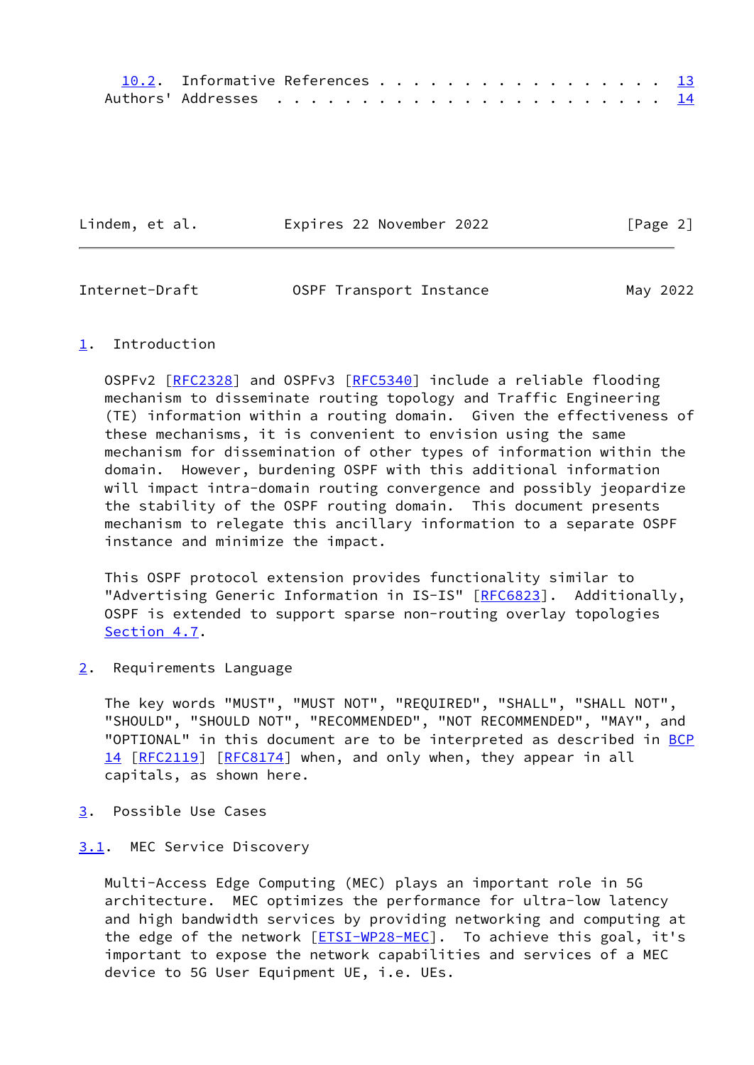10.2. Informative References . . . . . . . . . . . . . . . . . . 13
   Authors' Addresses . . . . . . . . . . . . . . . . . . . . . . . 14

## 1. Introduction

OSPFv2 [RFC2328] and OSPFv3 [RFC5340] include a reliable flooding mechanism to disseminate routing topology and Traffic Engineering (TE) information within a routing domain. Given the effectiveness of these mechanisms, it is convenient to envision using the same mechanism for dissemination of other types of information within the domain. However, burdening OSPF with this additional information will impact intra-domain routing convergence and possibly jeopardize the stability of the OSPF routing domain. This document presents mechanism to relegate this ancillary information to a separate OSPF instance and minimize the impact.

This OSPF protocol extension provides functionality similar to "Advertising Generic Information in IS-IS" [RFC6823]. Additionally, OSPF is extended to support sparse non-routing overlay topologies Section 4.7.

## 2. Requirements Language

The key words "MUST", "MUST NOT", "REQUIRED", "SHALL", "SHALL NOT", "SHOULD", "SHOULD NOT", "RECOMMENDED", "NOT RECOMMENDED", "MAY", and "OPTIONAL" in this document are to be interpreted as described in BCP 14 [RFC2119] [RFC8174] when, and only when, they appear in all capitals, as shown here.

## 3. Possible Use Cases

### 3.1. MEC Service Discovery

Multi-Access Edge Computing (MEC) plays an important role in 5G architecture. MEC optimizes the performance for ultra-low latency and high bandwidth services by providing networking and computing at the edge of the network [ETSI-WP28-MEC]. To achieve this goal, it's important to expose the network capabilities and services of a MEC device to 5G User Equipment UE, i.e. UEs.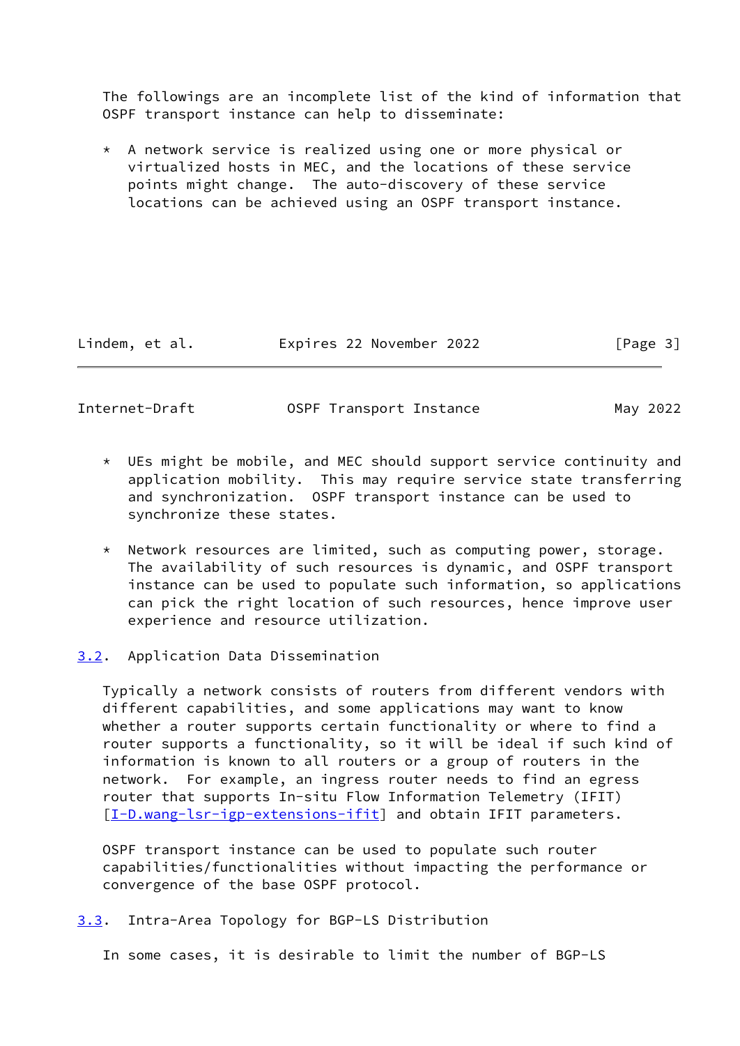The followings are an incomplete list of the kind of information that OSPF transport instance can help to disseminate:

* A network service is realized using one or more physical or virtualized hosts in MEC, and the locations of these service points might change. The auto-discovery of these service locations can be achieved using an OSPF transport instance.

* UEs might be mobile, and MEC should support service continuity and application mobility. This may require service state transferring and synchronization. OSPF transport instance can be used to synchronize these states.

* Network resources are limited, such as computing power, storage. The availability of such resources is dynamic, and OSPF transport instance can be used to populate such information, so applications can pick the right location of such resources, hence improve user experience and resource utilization.

### 3.2. Application Data Dissemination

Typically a network consists of routers from different vendors with different capabilities, and some applications may want to know whether a router supports certain functionality or where to find a router supports a functionality, so it will be ideal if such kind of information is known to all routers or a group of routers in the network. For example, an ingress router needs to find an egress router that supports In-situ Flow Information Telemetry (IFIT) [I-D.wang-lsr-igp-extensions-ifit] and obtain IFIT parameters.

OSPF transport instance can be used to populate such router capabilities/functionalities without impacting the performance or convergence of the base OSPF protocol.

### 3.3. Intra-Area Topology for BGP-LS Distribution

In some cases, it is desirable to limit the number of BGP-LS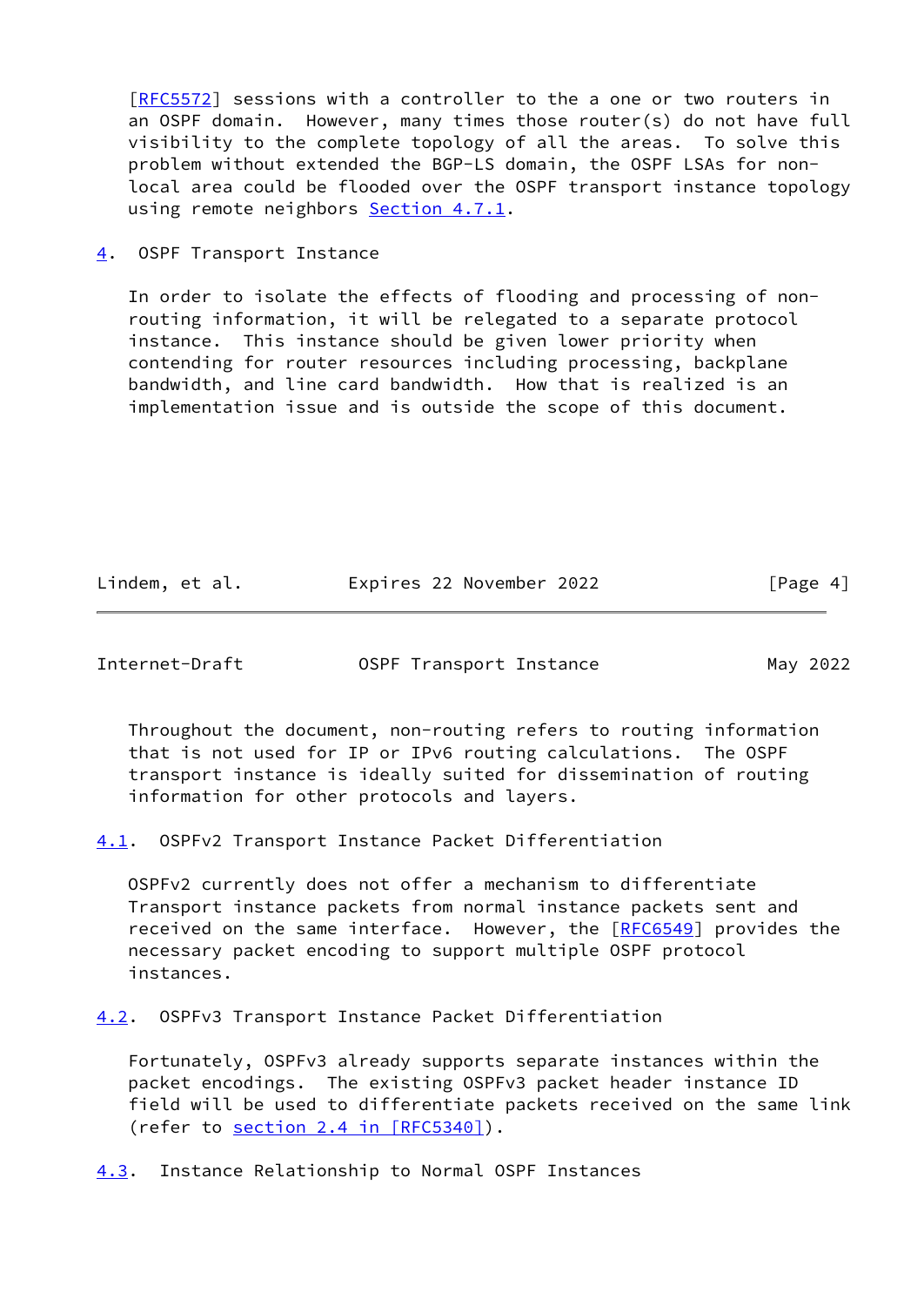[RFC5572] sessions with a controller to the a one or two routers in an OSPF domain. However, many times those router(s) do not have full visibility to the complete topology of all the areas. To solve this problem without extended the BGP-LS domain, the OSPF LSAs for non-local area could be flooded over the OSPF transport instance topology using remote neighbors Section 4.7.1.

# 4. OSPF Transport Instance

In order to isolate the effects of flooding and processing of non-routing information, it will be relegated to a separate protocol instance. This instance should be given lower priority when contending for router resources including processing, backplane bandwidth, and line card bandwidth. How that is realized is an implementation issue and is outside the scope of this document.

Throughout the document, non-routing refers to routing information that is not used for IP or IPv6 routing calculations. The OSPF transport instance is ideally suited for dissemination of routing information for other protocols and layers.

## 4.1. OSPFv2 Transport Instance Packet Differentiation

OSPFv2 currently does not offer a mechanism to differentiate Transport instance packets from normal instance packets sent and received on the same interface. However, the [RFC6549] provides the necessary packet encoding to support multiple OSPF protocol instances.

## 4.2. OSPFv3 Transport Instance Packet Differentiation

Fortunately, OSPFv3 already supports separate instances within the packet encodings. The existing OSPFv3 packet header instance ID field will be used to differentiate packets received on the same link (refer to section 2.4 in [RFC5340]).

## 4.3. Instance Relationship to Normal OSPF Instances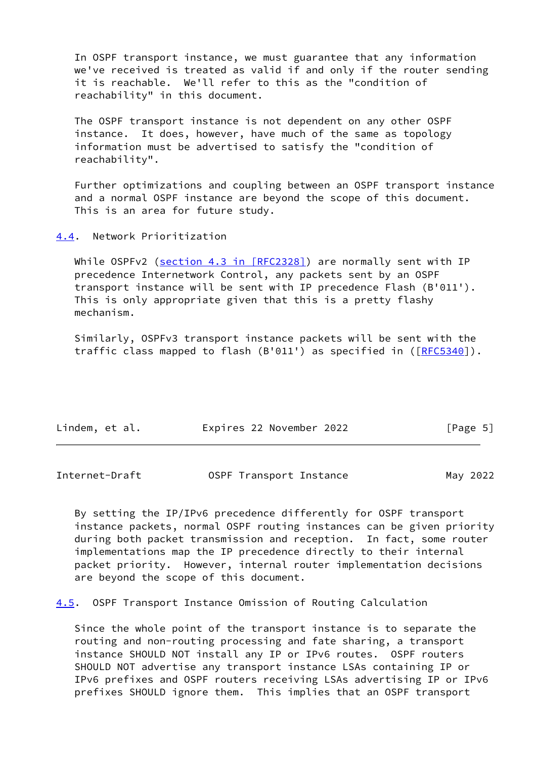In OSPF transport instance, we must guarantee that any information we've received is treated as valid if and only if the router sending it is reachable. We'll refer to this as the "condition of reachability" in this document.

The OSPF transport instance is not dependent on any other OSPF instance. It does, however, have much of the same as topology information must be advertised to satisfy the "condition of reachability".

Further optimizations and coupling between an OSPF transport instance and a normal OSPF instance are beyond the scope of this document. This is an area for future study.

### 4.4. Network Prioritization

While OSPFv2 (section 4.3 in [RFC2328]) are normally sent with IP precedence Internetwork Control, any packets sent by an OSPF transport instance will be sent with IP precedence Flash (B'011'). This is only appropriate given that this is a pretty flashy mechanism.

Similarly, OSPFv3 transport instance packets will be sent with the traffic class mapped to flash (B'011') as specified in ([RFC5340]).

By setting the IP/IPv6 precedence differently for OSPF transport instance packets, normal OSPF routing instances can be given priority during both packet transmission and reception. In fact, some router implementations map the IP precedence directly to their internal packet priority. However, internal router implementation decisions are beyond the scope of this document.

### 4.5. OSPF Transport Instance Omission of Routing Calculation

Since the whole point of the transport instance is to separate the routing and non-routing processing and fate sharing, a transport instance SHOULD NOT install any IP or IPv6 routes. OSPF routers SHOULD NOT advertise any transport instance LSAs containing IP or IPv6 prefixes and OSPF routers receiving LSAs advertising IP or IPv6 prefixes SHOULD ignore them. This implies that an OSPF transport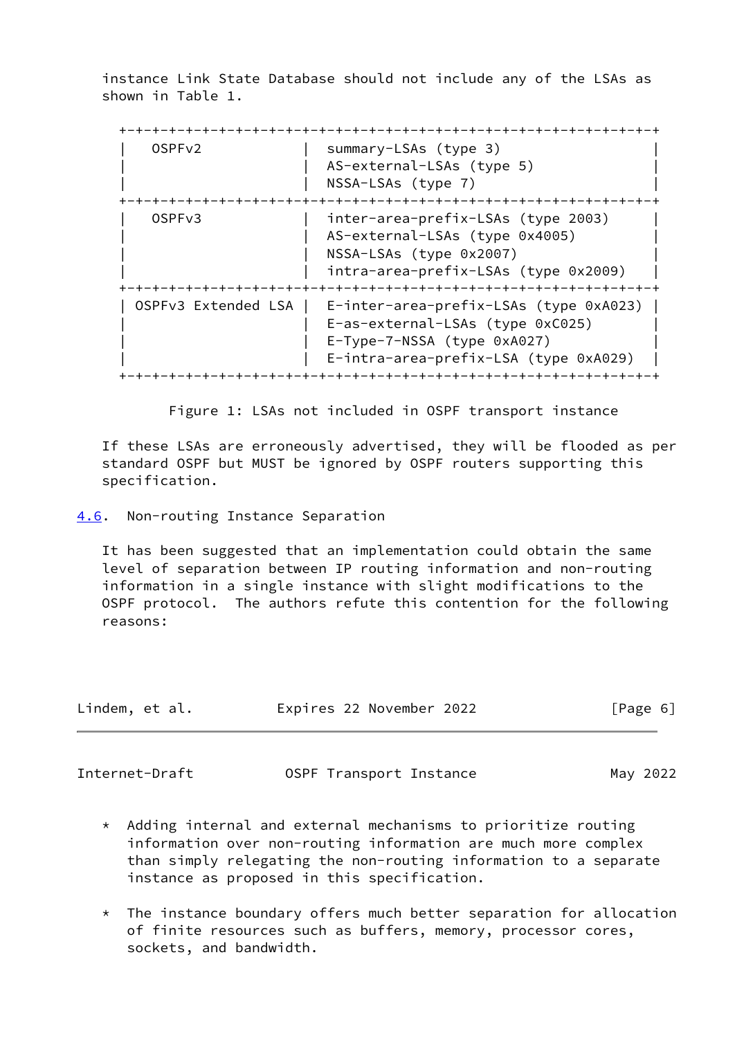instance Link State Database should not include any of the LSAs as shown in Table 1.

| | |
|---|---|
| OSPFv2 | summary-LSAs (type 3)<br>AS-external-LSAs (type 5)<br>NSSA-LSAs (type 7) |
| OSPFv3 | inter-area-prefix-LSAs (type 2003)<br>AS-external-LSAs (type 0x4005)<br>NSSA-LSAs (type 0x2007)<br>intra-area-prefix-LSAs (type 0x2009) |
| OSPFv3 Extended LSA | E-inter-area-prefix-LSAs (type 0xA023)<br>E-as-external-LSAs (type 0xC025)<br>E-Type-7-NSSA (type 0xA027)<br>E-intra-area-prefix-LSA (type 0xA029) |

Figure 1: LSAs not included in OSPF transport instance

If these LSAs are erroneously advertised, they will be flooded as per standard OSPF but MUST be ignored by OSPF routers supporting this specification.

## 4.6. Non-routing Instance Separation

It has been suggested that an implementation could obtain the same level of separation between IP routing information and non-routing information in a single instance with slight modifications to the OSPF protocol. The authors refute this contention for the following reasons:

* Adding internal and external mechanisms to prioritize routing information over non-routing information are much more complex than simply relegating the non-routing information to a separate instance as proposed in this specification.

* The instance boundary offers much better separation for allocation of finite resources such as buffers, memory, processor cores, sockets, and bandwidth.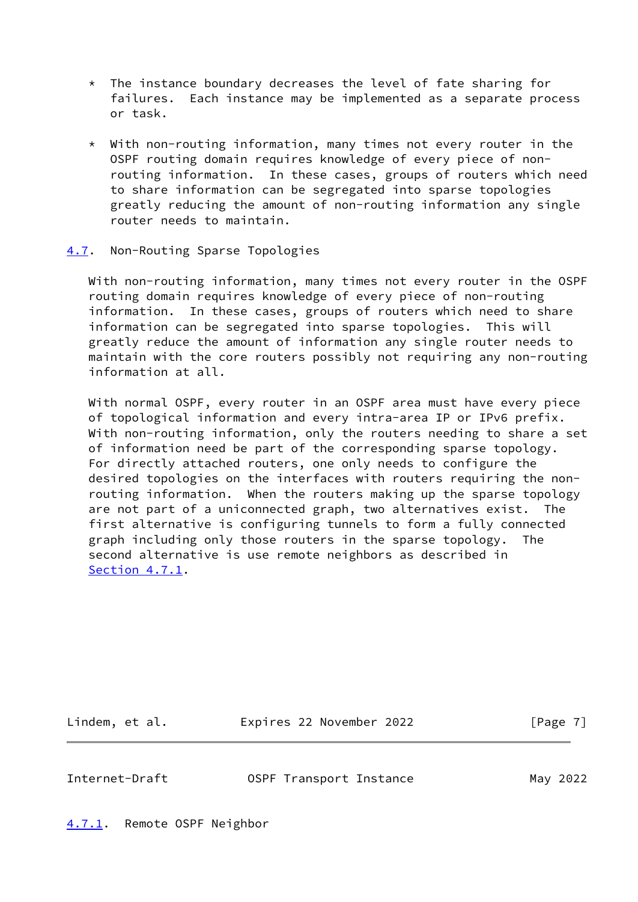* The instance boundary decreases the level of fate sharing for failures. Each instance may be implemented as a separate process or task.

* With non-routing information, many times not every router in the OSPF routing domain requires knowledge of every piece of non-routing information. In these cases, groups of routers which need to share information can be segregated into sparse topologies greatly reducing the amount of non-routing information any single router needs to maintain.

### 4.7. Non-Routing Sparse Topologies

With non-routing information, many times not every router in the OSPF routing domain requires knowledge of every piece of non-routing information. In these cases, groups of routers which need to share information can be segregated into sparse topologies. This will greatly reduce the amount of information any single router needs to maintain with the core routers possibly not requiring any non-routing information at all.

With normal OSPF, every router in an OSPF area must have every piece of topological information and every intra-area IP or IPv6 prefix. With non-routing information, only the routers needing to share a set of information need be part of the corresponding sparse topology. For directly attached routers, one only needs to configure the desired topologies on the interfaces with routers requiring the non-routing information. When the routers making up the sparse topology are not part of a uniconnected graph, two alternatives exist. The first alternative is configuring tunnels to form a fully connected graph including only those routers in the sparse topology. The second alternative is use remote neighbors as described in Section 4.7.1.

#### 4.7.1. Remote OSPF Neighbor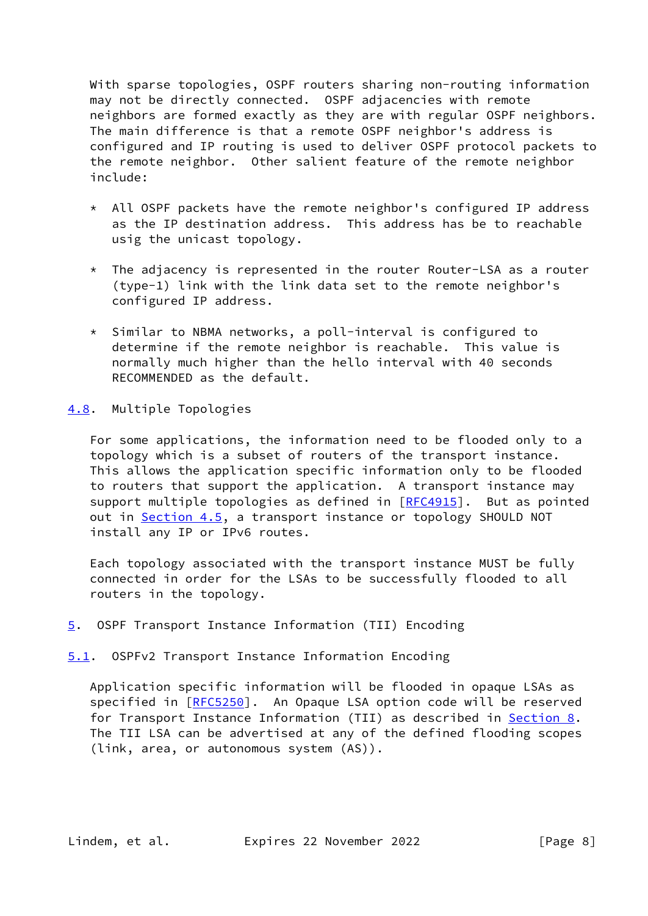With sparse topologies, OSPF routers sharing non-routing information may not be directly connected. OSPF adjacencies with remote neighbors are formed exactly as they are with regular OSPF neighbors. The main difference is that a remote OSPF neighbor's address is configured and IP routing is used to deliver OSPF protocol packets to the remote neighbor. Other salient feature of the remote neighbor include:

* All OSPF packets have the remote neighbor's configured IP address as the IP destination address. This address has be to reachable usig the unicast topology.

* The adjacency is represented in the router Router-LSA as a router (type-1) link with the link data set to the remote neighbor's configured IP address.

* Similar to NBMA networks, a poll-interval is configured to determine if the remote neighbor is reachable. This value is normally much higher than the hello interval with 40 seconds RECOMMENDED as the default.

### 4.8. Multiple Topologies

For some applications, the information need to be flooded only to a topology which is a subset of routers of the transport instance. This allows the application specific information only to be flooded to routers that support the application. A transport instance may support multiple topologies as defined in [RFC4915]. But as pointed out in Section 4.5, a transport instance or topology SHOULD NOT install any IP or IPv6 routes.

Each topology associated with the transport instance MUST be fully connected in order for the LSAs to be successfully flooded to all routers in the topology.

## 5. OSPF Transport Instance Information (TII) Encoding

### 5.1. OSPFv2 Transport Instance Information Encoding

Application specific information will be flooded in opaque LSAs as specified in [RFC5250]. An Opaque LSA option code will be reserved for Transport Instance Information (TII) as described in Section 8. The TII LSA can be advertised at any of the defined flooding scopes (link, area, or autonomous system (AS)).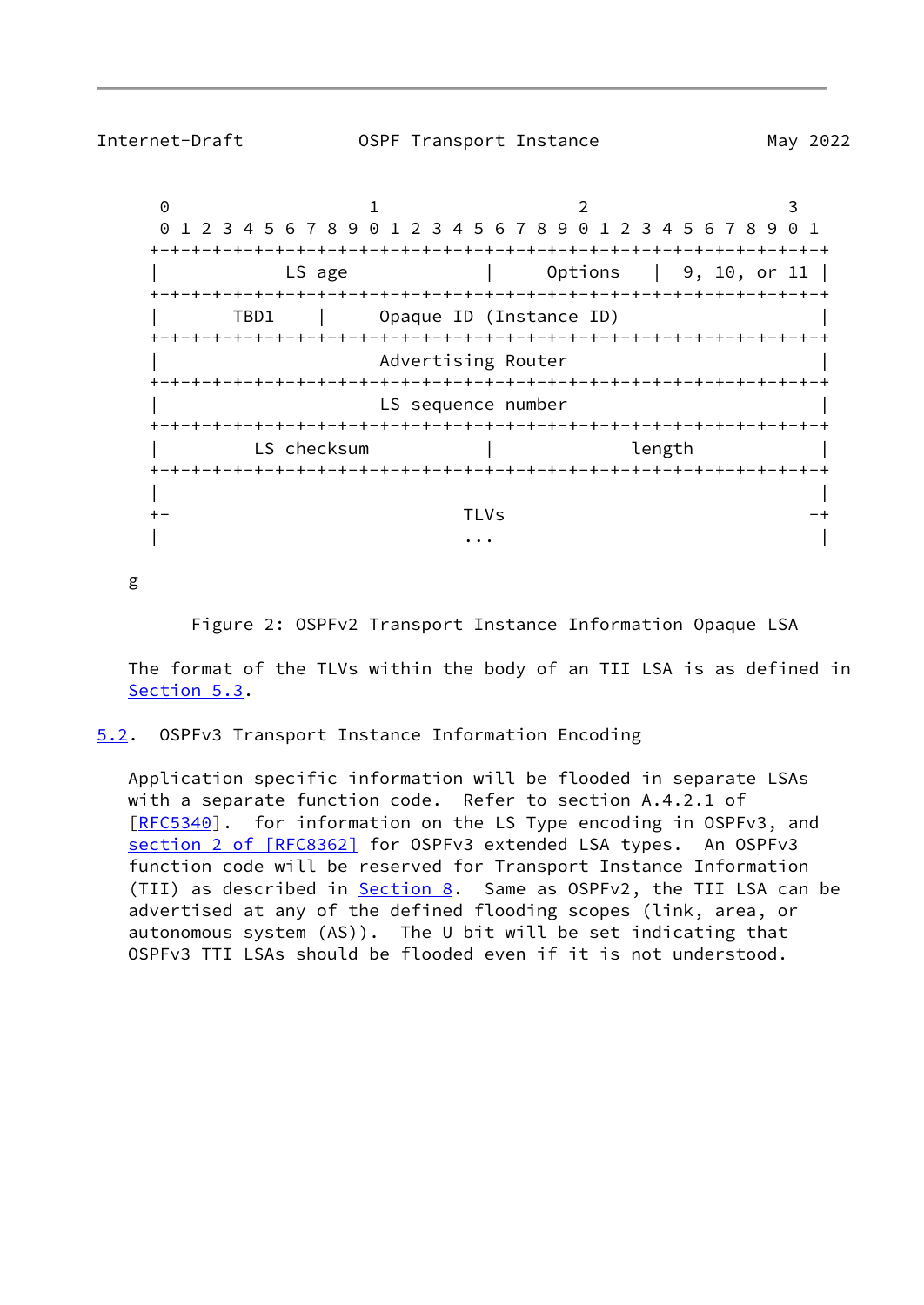```
        0                   1                   2                   3
        0 1 2 3 4 5 6 7 8 9 0 1 2 3 4 5 6 7 8 9 0 1 2 3 4 5 6 7 8 9 0 1
       +-+-+-+-+-+-+-+-+-+-+-+-+-+-+-+-+-+-+-+-+-+-+-+-+-+-+-+-+-+-+-+-+
       |            LS age             |     Options   |  9, 10, or 11 |
       +-+-+-+-+-+-+-+-+-+-+-+-+-+-+-+-+-+-+-+-+-+-+-+-+-+-+-+-+-+-+-+-+
       |       TBD1    |      Opaque ID (Instance ID)                  |
       +-+-+-+-+-+-+-+-+-+-+-+-+-+-+-+-+-+-+-+-+-+-+-+-+-+-+-+-+-+-+-+-+
       |                     Advertising Router                        |
       +-+-+-+-+-+-+-+-+-+-+-+-+-+-+-+-+-+-+-+-+-+-+-+-+-+-+-+-+-+-+-+-+
       |                     LS sequence number                        |
       +-+-+-+-+-+-+-+-+-+-+-+-+-+-+-+-+-+-+-+-+-+-+-+-+-+-+-+-+-+-+-+-+
       |         LS checksum           |             length            |
       +-+-+-+-+-+-+-+-+-+-+-+-+-+-+-+-+-+-+-+-+-+-+-+-+-+-+-+-+-+-+-+-+
       |                                                               |
       +-                            TLVs                             -+
       |                             ...                               |

     g
```

Figure 2: OSPFv2 Transport Instance Information Opaque LSA

The format of the TLVs within the body of an TII LSA is as defined in Section 5.3.

## 5.2. OSPFv3 Transport Instance Information Encoding

Application specific information will be flooded in separate LSAs with a separate function code. Refer to section A.4.2.1 of [RFC5340]. for information on the LS Type encoding in OSPFv3, and section 2 of [RFC8362] for OSPFv3 extended LSA types. An OSPFv3 function code will be reserved for Transport Instance Information (TII) as described in Section 8. Same as OSPFv2, the TII LSA can be advertised at any of the defined flooding scopes (link, area, or autonomous system (AS)). The U bit will be set indicating that OSPFv3 TTI LSAs should be flooded even if it is not understood.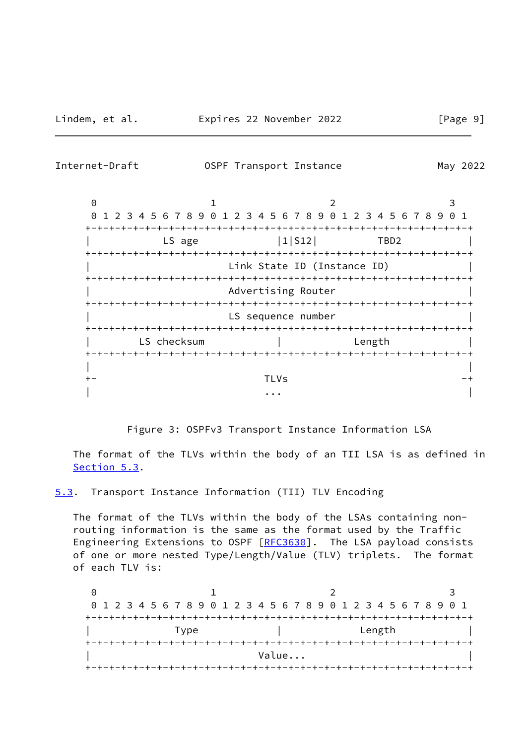```
 0                   1                   2                   3
 0 1 2 3 4 5 6 7 8 9 0 1 2 3 4 5 6 7 8 9 0 1 2 3 4 5 6 7 8 9 0 1
+-+-+-+-+-+-+-+-+-+-+-+-+-+-+-+-+-+-+-+-+-+-+-+-+-+-+-+-+-+-+-+-+
|            LS age             |1|S12|          TBD2           |
+-+-+-+-+-+-+-+-+-+-+-+-+-+-+-+-+-+-+-+-+-+-+-+-+-+-+-+-+-+-+-+-+
|                  Link State ID (Instance ID)                  |
+-+-+-+-+-+-+-+-+-+-+-+-+-+-+-+-+-+-+-+-+-+-+-+-+-+-+-+-+-+-+-+-+
|                  Advertising Router                           |
+-+-+-+-+-+-+-+-+-+-+-+-+-+-+-+-+-+-+-+-+-+-+-+-+-+-+-+-+-+-+-+-+
|                  LS sequence number                           |
+-+-+-+-+-+-+-+-+-+-+-+-+-+-+-+-+-+-+-+-+-+-+-+-+-+-+-+-+-+-+-+-+
|        LS checksum            |             Length            |
+-+-+-+-+-+-+-+-+-+-+-+-+-+-+-+-+-+-+-+-+-+-+-+-+-+-+-+-+-+-+-+-+
|                                                               |
+-                            TLVs                             -+
|                             ...                               |
```

Figure 3: OSPFv3 Transport Instance Information LSA

The format of the TLVs within the body of an TII LSA is as defined in Section 5.3.

### 5.3. Transport Instance Information (TII) TLV Encoding

The format of the TLVs within the body of the LSAs containing non-routing information is the same as the format used by the Traffic Engineering Extensions to OSPF [RFC3630]. The LSA payload consists of one or more nested Type/Length/Value (TLV) triplets. The format of each TLV is:

```
 0                   1                   2                   3
 0 1 2 3 4 5 6 7 8 9 0 1 2 3 4 5 6 7 8 9 0 1 2 3 4 5 6 7 8 9 0 1
+-+-+-+-+-+-+-+-+-+-+-+-+-+-+-+-+-+-+-+-+-+-+-+-+-+-+-+-+-+-+-+-+
|              Type             |             Length            |
+-+-+-+-+-+-+-+-+-+-+-+-+-+-+-+-+-+-+-+-+-+-+-+-+-+-+-+-+-+-+-+-+
|                            Value...                           |
+-+-+-+-+-+-+-+-+-+-+-+-+-+-+-+-+-+-+-+-+-+-+-+-+-+-+-+-+-+-+-+-+
```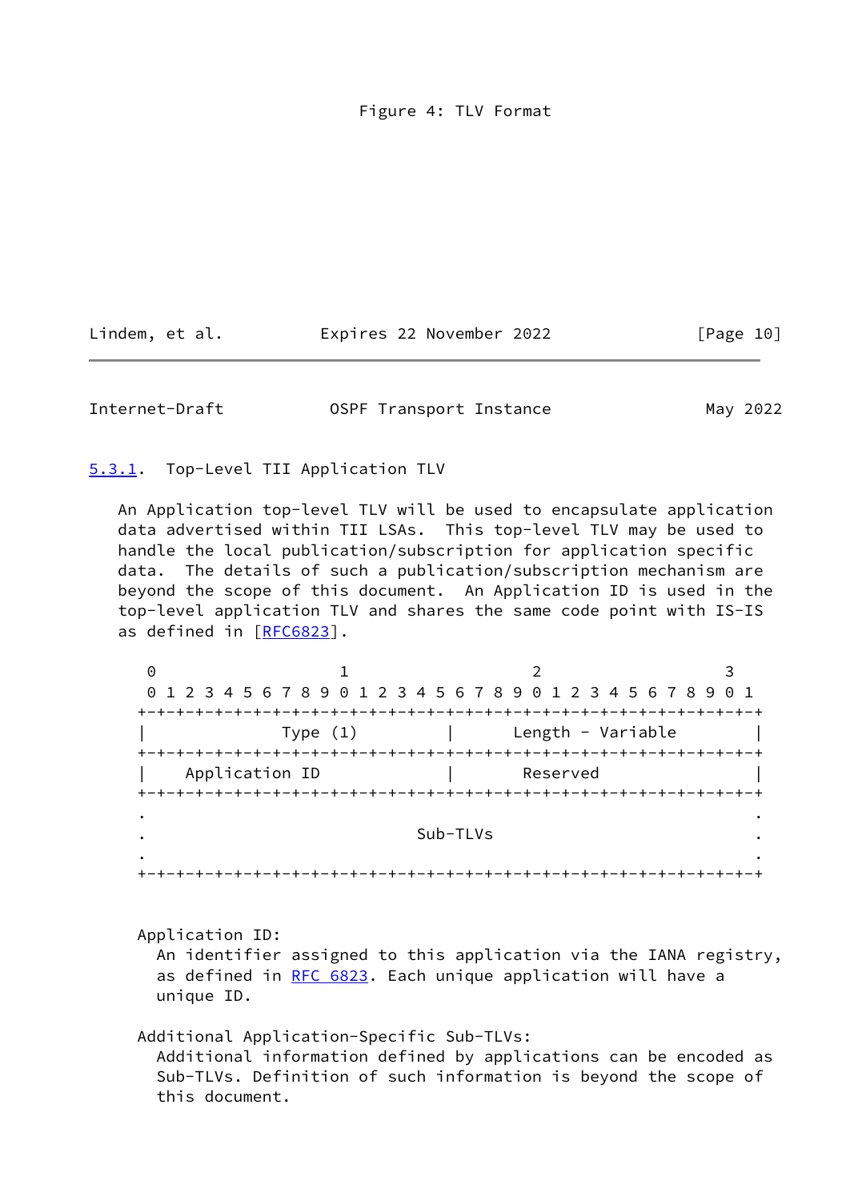Figure 4: TLV Format

### 5.3.1. Top-Level TII Application TLV

An Application top-level TLV will be used to encapsulate application data advertised within TII LSAs. This top-level TLV may be used to handle the local publication/subscription for application specific data. The details of such a publication/subscription mechanism are beyond the scope of this document. An Application ID is used in the top-level application TLV and shares the same code point with IS-IS as defined in [RFC6823].

```
 0                   1                   2                   3
 0 1 2 3 4 5 6 7 8 9 0 1 2 3 4 5 6 7 8 9 0 1 2 3 4 5 6 7 8 9 0 1
+-+-+-+-+-+-+-+-+-+-+-+-+-+-+-+-+-+-+-+-+-+-+-+-+-+-+-+-+-+-+-+-+
|              Type (1)         |       Length - Variable       |
+-+-+-+-+-+-+-+-+-+-+-+-+-+-+-+-+-+-+-+-+-+-+-+-+-+-+-+-+-+-+-+-+
|    Application ID             |        Reserved               |
+-+-+-+-+-+-+-+-+-+-+-+-+-+-+-+-+-+-+-+-+-+-+-+-+-+-+-+-+-+-+-+-+
.                                                               .
.                            Sub-TLVs                           .
.                                                               .
+-+-+-+-+-+-+-+-+-+-+-+-+-+-+-+-+-+-+-+-+-+-+-+-+-+-+-+-+-+-+-+-+
```

Application ID:
  An identifier assigned to this application via the IANA registry, as defined in RFC 6823. Each unique application will have a unique ID.

Additional Application-Specific Sub-TLVs:
  Additional information defined by applications can be encoded as Sub-TLVs. Definition of such information is beyond the scope of this document.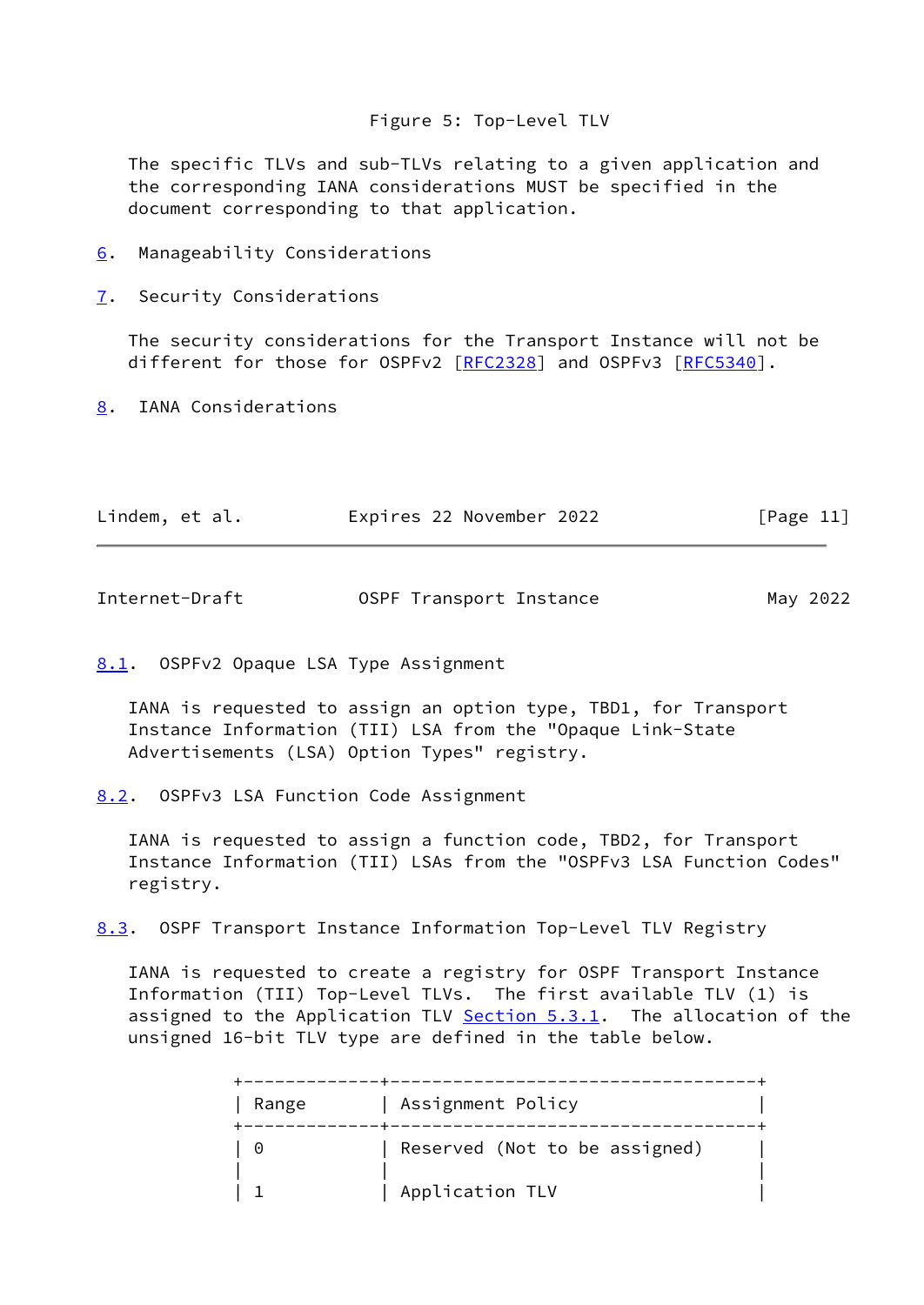Figure 5: Top-Level TLV

The specific TLVs and sub-TLVs relating to a given application and the corresponding IANA considerations MUST be specified in the document corresponding to that application.

## 6. Manageability Considerations

## 7. Security Considerations

The security considerations for the Transport Instance will not be different for those for OSPFv2 [RFC2328] and OSPFv3 [RFC5340].

## 8. IANA Considerations

### 8.1. OSPFv2 Opaque LSA Type Assignment

IANA is requested to assign an option type, TBD1, for Transport Instance Information (TII) LSA from the "Opaque Link-State Advertisements (LSA) Option Types" registry.

### 8.2. OSPFv3 LSA Function Code Assignment

IANA is requested to assign a function code, TBD2, for Transport Instance Information (TII) LSAs from the "OSPFv3 LSA Function Codes" registry.

### 8.3. OSPF Transport Instance Information Top-Level TLV Registry

IANA is requested to create a registry for OSPF Transport Instance Information (TII) Top-Level TLVs. The first available TLV (1) is assigned to the Application TLV Section 5.3.1. The allocation of the unsigned 16-bit TLV type are defined in the table below.

| Range | Assignment Policy |
|---|---|
| 0 | Reserved (Not to be assigned) |
| 1 | Application TLV |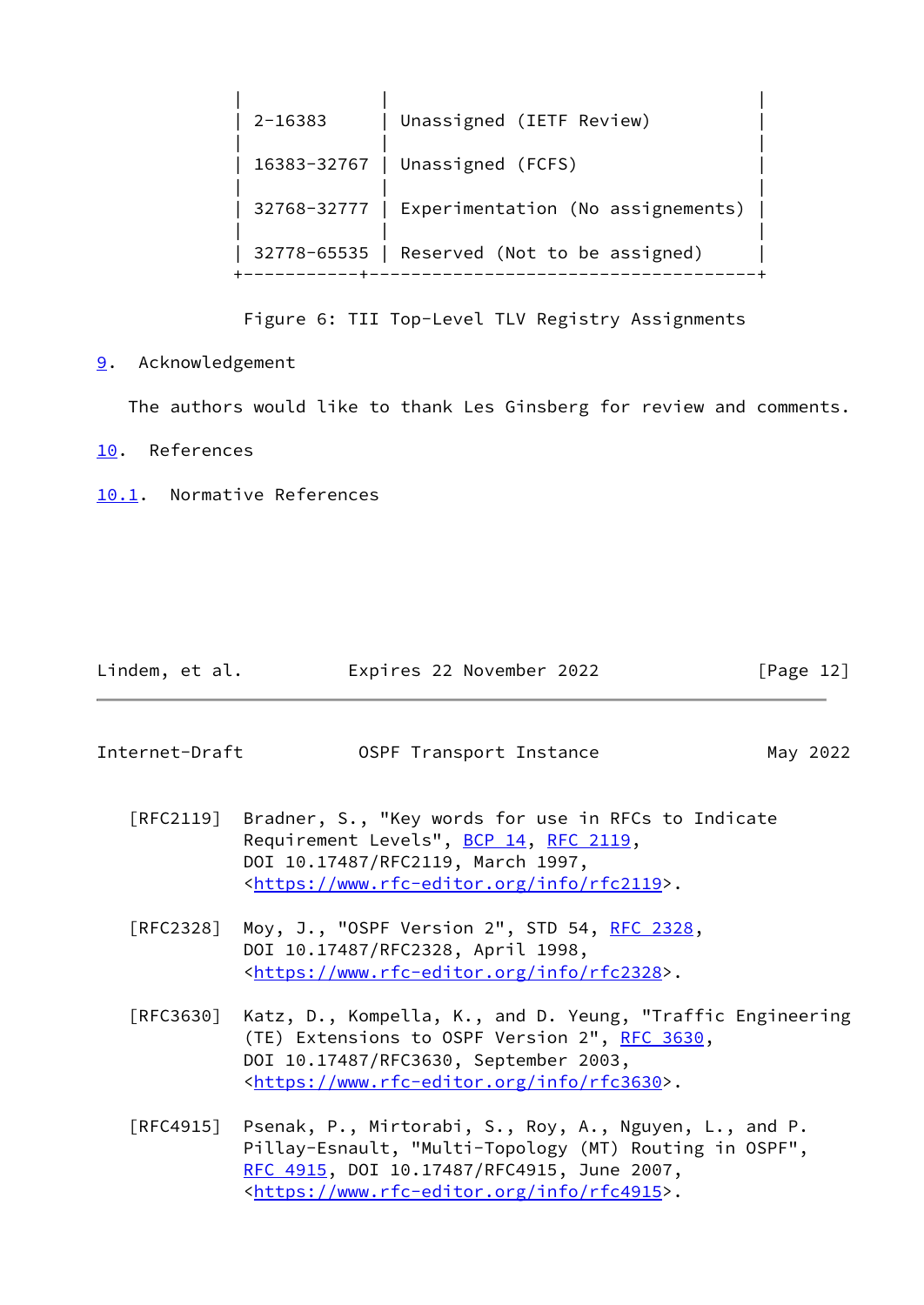| | |
|---|---|
| 2-16383 | Unassigned (IETF Review) |
| 16383-32767 | Unassigned (FCFS) |
| 32768-32777 | Experimentation (No assignements) |
| 32778-65535 | Reserved (Not to be assigned) |

Figure 6: TII Top-Level TLV Registry Assignments

## 9. Acknowledgement

The authors would like to thank Les Ginsberg for review and comments.

## 10. References

### 10.1. Normative References

[RFC2119] Bradner, S., "Key words for use in RFCs to Indicate Requirement Levels", BCP 14, RFC 2119, DOI 10.17487/RFC2119, March 1997, <https://www.rfc-editor.org/info/rfc2119>.

[RFC2328] Moy, J., "OSPF Version 2", STD 54, RFC 2328, DOI 10.17487/RFC2328, April 1998, <https://www.rfc-editor.org/info/rfc2328>.

[RFC3630] Katz, D., Kompella, K., and D. Yeung, "Traffic Engineering (TE) Extensions to OSPF Version 2", RFC 3630, DOI 10.17487/RFC3630, September 2003, <https://www.rfc-editor.org/info/rfc3630>.

[RFC4915] Psenak, P., Mirtorabi, S., Roy, A., Nguyen, L., and P. Pillay-Esnault, "Multi-Topology (MT) Routing in OSPF", RFC 4915, DOI 10.17487/RFC4915, June 2007, <https://www.rfc-editor.org/info/rfc4915>.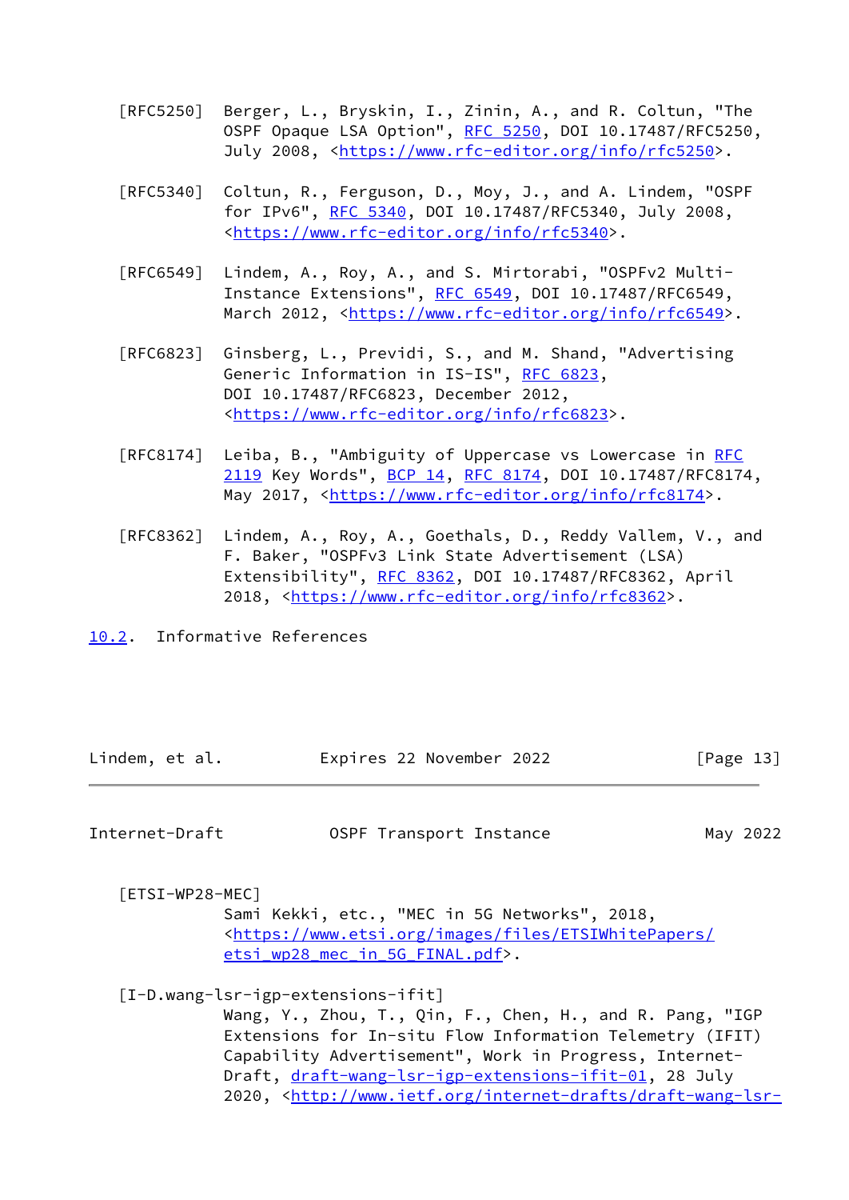[RFC5250] Berger, L., Bryskin, I., Zinin, A., and R. Coltun, "The OSPF Opaque LSA Option", RFC 5250, DOI 10.17487/RFC5250, July 2008, <https://www.rfc-editor.org/info/rfc5250>.

[RFC5340] Coltun, R., Ferguson, D., Moy, J., and A. Lindem, "OSPF for IPv6", RFC 5340, DOI 10.17487/RFC5340, July 2008, <https://www.rfc-editor.org/info/rfc5340>.

[RFC6549] Lindem, A., Roy, A., and S. Mirtorabi, "OSPFv2 Multi-Instance Extensions", RFC 6549, DOI 10.17487/RFC6549, March 2012, <https://www.rfc-editor.org/info/rfc6549>.

[RFC6823] Ginsberg, L., Previdi, S., and M. Shand, "Advertising Generic Information in IS-IS", RFC 6823, DOI 10.17487/RFC6823, December 2012, <https://www.rfc-editor.org/info/rfc6823>.

[RFC8174] Leiba, B., "Ambiguity of Uppercase vs Lowercase in RFC 2119 Key Words", BCP 14, RFC 8174, DOI 10.17487/RFC8174, May 2017, <https://www.rfc-editor.org/info/rfc8174>.

[RFC8362] Lindem, A., Roy, A., Goethals, D., Reddy Vallem, V., and F. Baker, "OSPFv3 Link State Advertisement (LSA) Extensibility", RFC 8362, DOI 10.17487/RFC8362, April 2018, <https://www.rfc-editor.org/info/rfc8362>.

## 10.2. Informative References

[ETSI-WP28-MEC] Sami Kekki, etc., "MEC in 5G Networks", 2018, <https://www.etsi.org/images/files/ETSIWhitePapers/etsi_wp28_mec_in_5G_FINAL.pdf>.

[I-D.wang-lsr-igp-extensions-ifit] Wang, Y., Zhou, T., Qin, F., Chen, H., and R. Pang, "IGP Extensions for In-situ Flow Information Telemetry (IFIT) Capability Advertisement", Work in Progress, Internet-Draft, draft-wang-lsr-igp-extensions-ifit-01, 28 July 2020, <http://www.ietf.org/internet-drafts/draft-wang-lsr-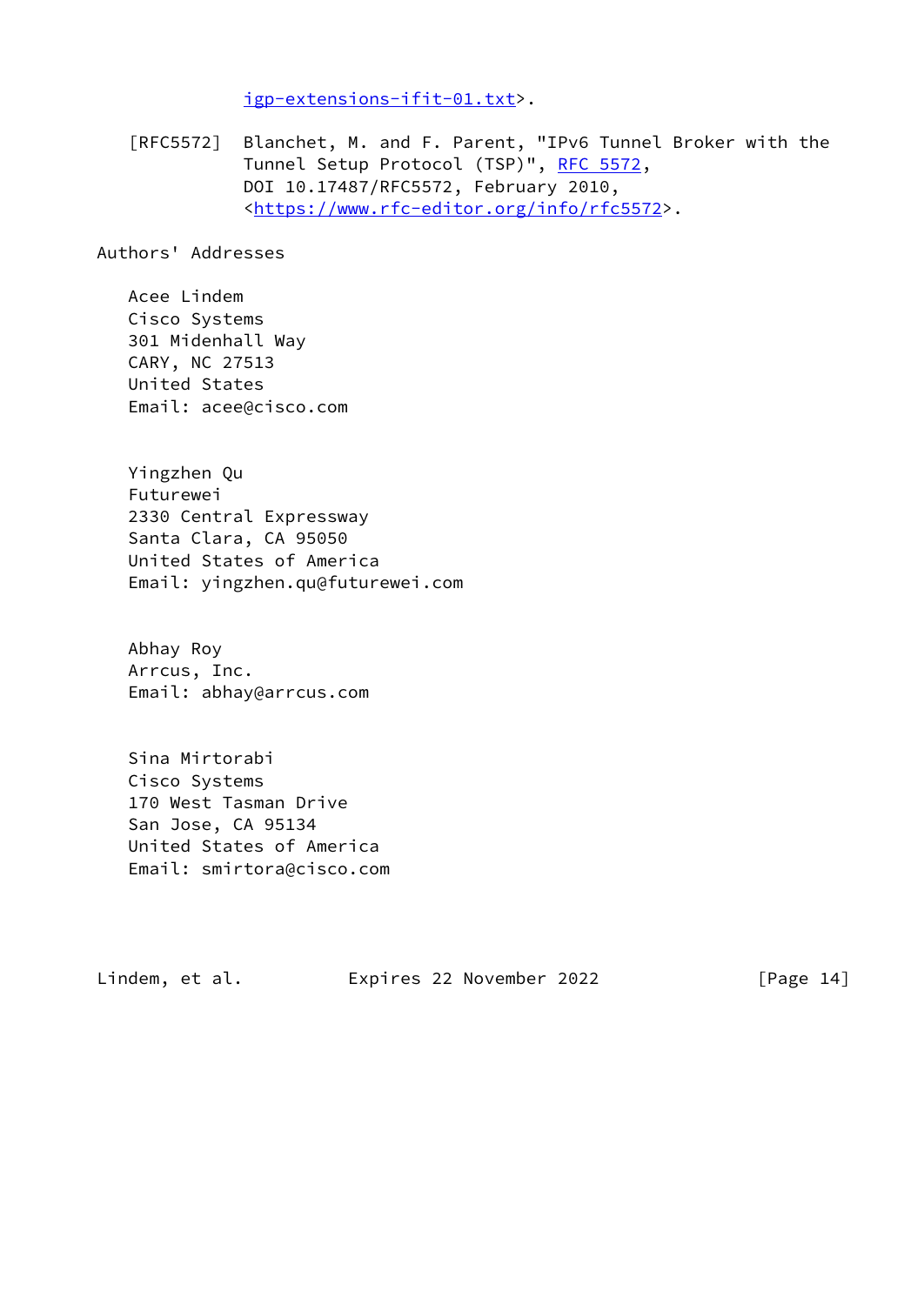igp-extensions-ifit-01.txt>.

[RFC5572] Blanchet, M. and F. Parent, "IPv6 Tunnel Broker with the Tunnel Setup Protocol (TSP)", RFC 5572, DOI 10.17487/RFC5572, February 2010, <https://www.rfc-editor.org/info/rfc5572>.

## Authors' Addresses

Acee Lindem
Cisco Systems
301 Midenhall Way
CARY, NC 27513
United States
Email: acee@cisco.com

Yingzhen Qu
Futurewei
2330 Central Expressway
Santa Clara, CA 95050
United States of America
Email: yingzhen.qu@futurewei.com

Abhay Roy
Arrcus, Inc.
Email: abhay@arrcus.com

Sina Mirtorabi
Cisco Systems
170 West Tasman Drive
San Jose, CA 95134
United States of America
Email: smirtora@cisco.com